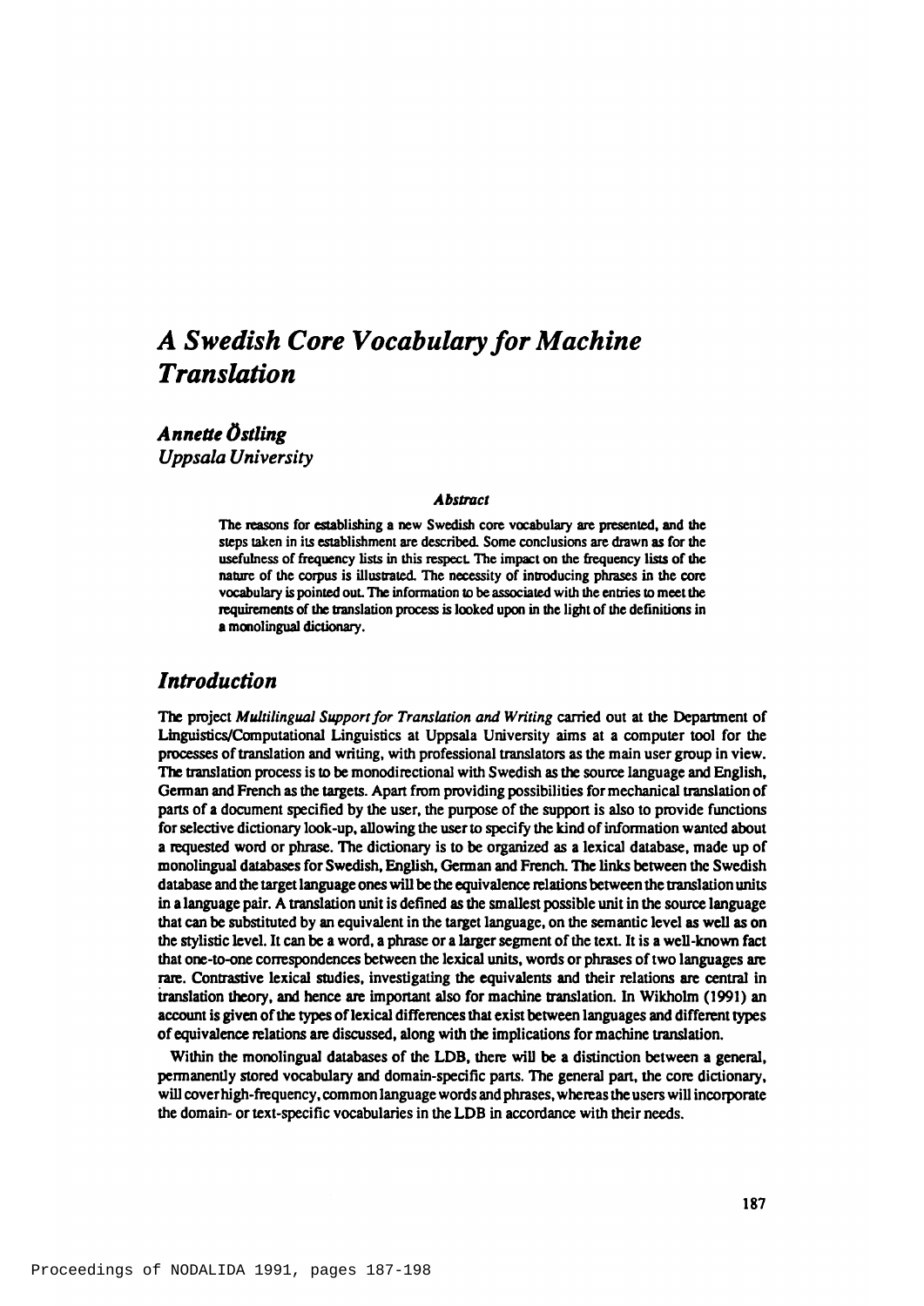# *A Swedish Core Vocabulary for Machine Translation*

***Annette Östling***
*Uppsala University*

### *Abstract*

The reasons for establishing a new Swedish core vocabulary are presented, and the steps taken in its establishment are described. Some conclusions are drawn as for the usefulness of frequency lists in this respect. The impact on the frequency lists of the nature of the corpus is illustrated. The necessity of introducing phrases in the core vocabulary is pointed out. The information to be associated with the entries to meet the requirements of the translation process is looked upon in the light of the definitions in a monolingual dictionary.

## *Introduction*

The project *Multilingual Support for Translation and Writing* carried out at the Department of Linguistics/Computational Linguistics at Uppsala University aims at a computer tool for the processes of translation and writing, with professional translators as the main user group in view. The translation process is to be monodirectional with Swedish as the source language and English, German and French as the targets. Apart from providing possibilities for mechanical translation of parts of a document specified by the user, the purpose of the support is also to provide functions for selective dictionary look-up, allowing the user to specify the kind of information wanted about a requested word or phrase. The dictionary is to be organized as a lexical database, made up of monolingual databases for Swedish, English, German and French. The links between the Swedish database and the target language ones will be the equivalence relations between the translation units in a language pair. A translation unit is defined as the smallest possible unit in the source language that can be substituted by an equivalent in the target language, on the semantic level as well as on the stylistic level. It can be a word, a phrase or a larger segment of the text. It is a well-known fact that one-to-one correspondences between the lexical units, words or phrases of two languages are rare. Contrastive lexical studies, investigating the equivalents and their relations are central in translation theory, and hence are important also for machine translation. In Wikholm (1991) an account is given of the types of lexical differences that exist between languages and different types of equivalence relations are discussed, along with the implications for machine translation.

Within the monolingual databases of the LDB, there will be a distinction between a general, permanently stored vocabulary and domain-specific parts. The general part, the core dictionary, will cover high-frequency, common language words and phrases, whereas the users will incorporate the domain- or text-specific vocabularies in the LDB in accordance with their needs.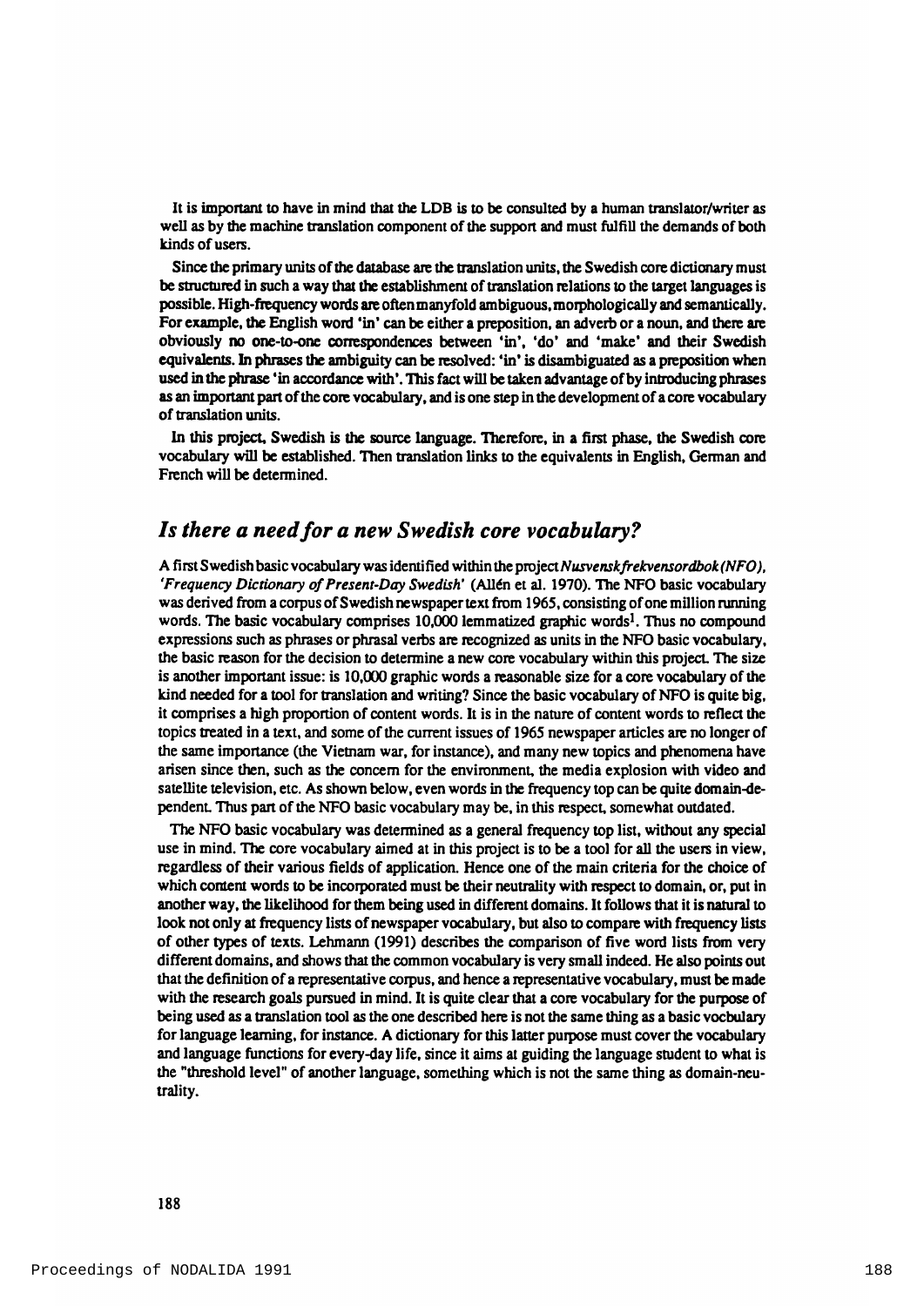It is important to have in mind that the LDB is to be consulted by a human translator/writer as well as by the machine translation component of the support and must fulfill the demands of both kinds of users.

Since the primary units of the database are the translation units, the Swedish core dictionary must be structured in such a way that the establishment of translation relations to the target languages is possible. High-frequency words are often manyfold ambiguous, morphologically and semantically. For example, the English word 'in' can be either a preposition, an adverb or a noun, and there are obviously no one-to-one correspondences between 'in', 'do' and 'make' and their Swedish equivalents. In phrases the ambiguity can be resolved: 'in' is disambiguated as a preposition when used in the phrase 'in accordance with'. This fact will be taken advantage of by introducing phrases as an important part of the core vocabulary, and is one step in the development of a core vocabulary of translation units.

In this project, Swedish is the source language. Therefore, in a first phase, the Swedish core vocabulary will be established. Then translation links to the equivalents in English, German and French will be determined.

## *Is there a need for a new Swedish core vocabulary?*

A first Swedish basic vocabulary was identified within the project *Nusvenskfrekvensordbok (NFO), 'Frequency Dictionary of Present-Day Swedish'* (Allén et al. 1970). The NFO basic vocabulary was derived from a corpus of Swedish newspaper text from 1965, consisting of one million running words. The basic vocabulary comprises 10,000 lemmatized graphic words[1]. Thus no compound expressions such as phrases or phrasal verbs are recognized as units in the NFO basic vocabulary, the basic reason for the decision to determine a new core vocabulary within this project. The size is another important issue: is 10,000 graphic words a reasonable size for a core vocabulary of the kind needed for a tool for translation and writing? Since the basic vocabulary of NFO is quite big, it comprises a high proportion of content words. It is in the nature of content words to reflect the topics treated in a text, and some of the current issues of 1965 newspaper articles are no longer of the same importance (the Vietnam war, for instance), and many new topics and phenomena have arisen since then, such as the concern for the environment, the media explosion with video and satellite television, etc. As shown below, even words in the frequency top can be quite domain-dependent. Thus part of the NFO basic vocabulary may be, in this respect, somewhat outdated.

The NFO basic vocabulary was determined as a general frequency top list, without any special use in mind. The core vocabulary aimed at in this project is to be a tool for all the users in view, regardless of their various fields of application. Hence one of the main criteria for the choice of which content words to be incorporated must be their neutrality with respect to domain, or, put in another way, the likelihood for them being used in different domains. It follows that it is natural to look not only at frequency lists of newspaper vocabulary, but also to compare with frequency lists of other types of texts. Lehmann (1991) describes the comparison of five word lists from very different domains, and shows that the common vocabulary is very small indeed. He also points out that the definition of a representative corpus, and hence a representative vocabulary, must be made with the research goals pursued in mind. It is quite clear that a core vocabulary for the purpose of being used as a translation tool as the one described here is not the same thing as a basic vocbulary for language learning, for instance. A dictionary for this latter purpose must cover the vocabulary and language functions for every-day life, since it aims at guiding the language student to what is the "threshold level" of another language, something which is not the same thing as domain-neutrality.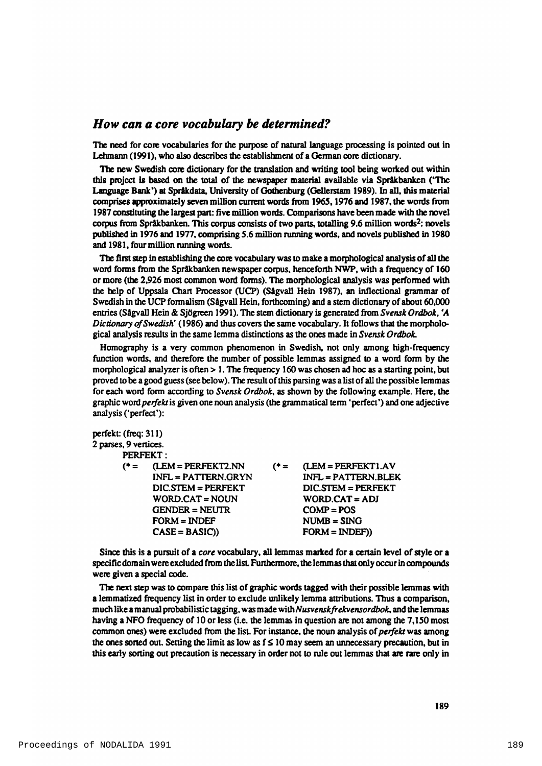## *How can a core vocabulary be determined?*

The need for core vocabularies for the purpose of natural language processing is pointed out in Lehmann (1991), who also describes the establishment of a German core dictionary.

The new Swedish core dictionary for the translation and writing tool being worked out within this project is based on the total of the newspaper material available via Språkbanken ('The Language Bank') at Språkdata, University of Gothenburg (Gellerstam 1989). In all, this material comprises approximately seven million current words from 1965, 1976 and 1987, the words from 1987 constituting the largest part: five million words. Comparisons have been made with the novel corpus from Språkbanken. This corpus consists of two parts, totalling 9.6 million words[2]: novels published in 1976 and 1977, comprising 5.6 million running words, and novels published in 1980 and 1981, four million running words.

The first step in establishing the core vocabulary was to make a morphological analysis of all the word forms from the Språkbanken newspaper corpus, henceforth NWP, with a frequency of 160 or more (the 2,926 most common word forms). The morphological analysis was performed with the help of Uppsala Chart Processor (UCP) (Sågvall Hein 1987), an inflectional grammar of Swedish in the UCP formalism (Sågvall Hein, forthcoming) and a stem dictionary of about 60,000 entries (Sågvall Hein & Sjögreen 1991). The stem dictionary is generated from *Svensk Ordbok, 'A Dictionary of Swedish'* (1986) and thus covers the same vocabulary. It follows that the morphological analysis results in the same lemma distinctions as the ones made in *Svensk Ordbok*.

Homography is a very common phenomenon in Swedish, not only among high-frequency function words, and therefore the number of possible lemmas assigned to a word form by the morphological analyzer is often > 1. The frequency 160 was chosen ad hoc as a starting point, but proved to be a good guess (see below). The result of this parsing was a list of all the possible lemmas for each word form according to *Svensk Ordbok*, as shown by the following example. Here, the graphic word *perfekt* is given one noun analysis (the grammatical term 'perfect') and one adjective analysis ('perfect'):

```
perfekt: (freq: 311)
2 parses, 9 vertices.
      PERFEKT :
      (* =   (LEM = PERFEKT2.NN          (* =   (LEM = PERFEKT1.AV
              INFL = PATTERN.GRYN                INFL = PATTERN.BLEK
              DIC.STEM = PERFEKT                 DIC.STEM = PERFEKT
              WORD.CAT = NOUN                    WORD.CAT = ADJ
              GENDER = NEUTR                     COMP = POS
              FORM = INDEF                       NUMB = SING
              CASE = BASIC))                     FORM = INDEF))
```

Since this is a pursuit of a *core* vocabulary, all lemmas marked for a certain level of style or a specific domain were excluded from the list. Furthermore, the lemmas that only occur in compounds were given a special code.

The next step was to compare this list of graphic words tagged with their possible lemmas with a lemmatized frequency list in order to exclude unlikely lemma attributions. Thus a comparison, much like a manual probabilistic tagging, was made with *Nusvensk frekvensordbok*, and the lemmas having a NFO frequency of 10 or less (i.e. the lemmas in question are not among the 7,150 most common ones) were excluded from the list. For instance, the noun analysis of *perfekt* was among the ones sorted out. Setting the limit as low as $f \leq 10$ may seem an unnecessary precaution, but in this early sorting out precaution is necessary in order not to rule out lemmas that are rare only in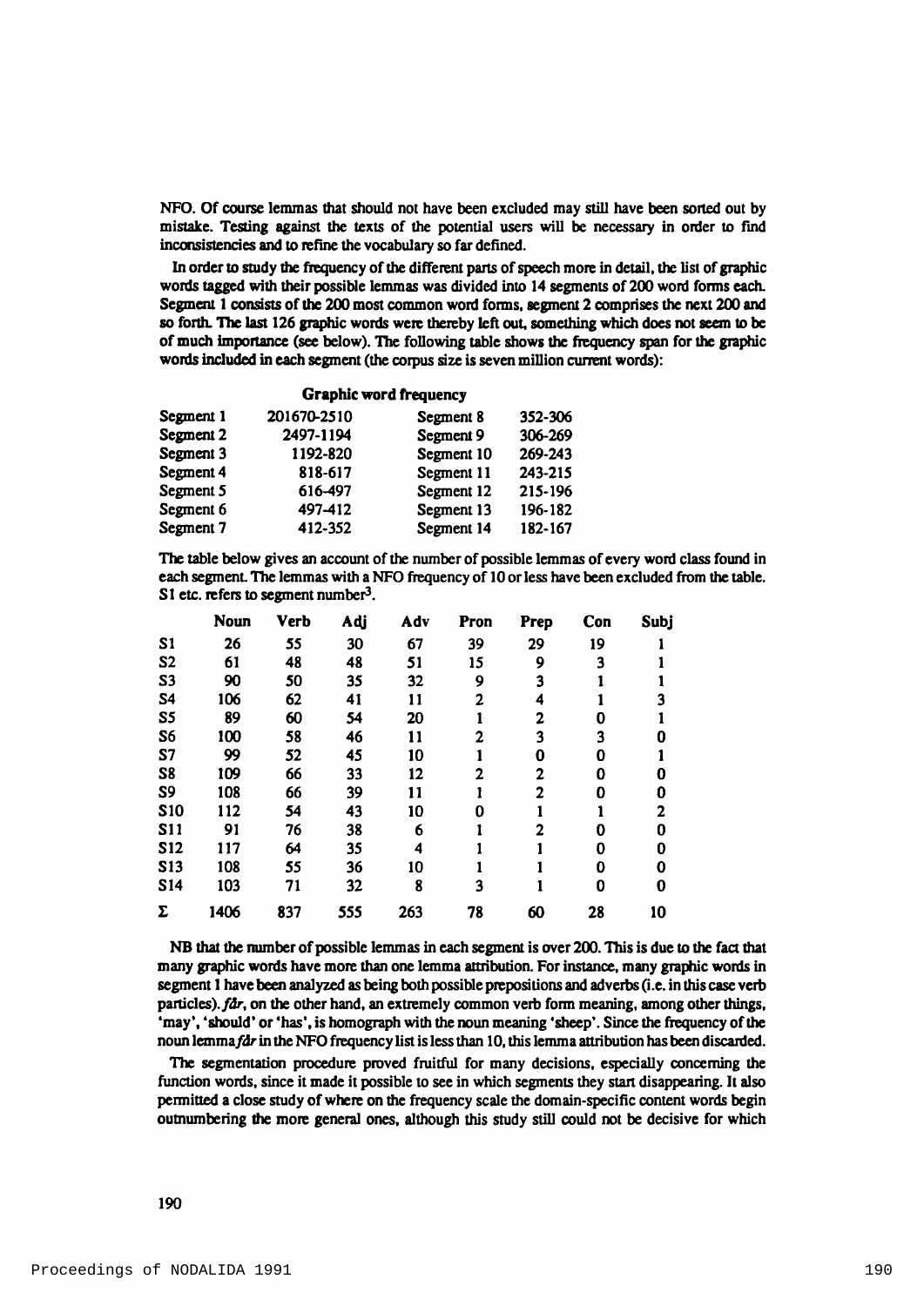NFO. Of course lemmas that should not have been excluded may still have been sorted out by mistake. Testing against the texts of the potential users will be necessary in order to find inconsistencies and to refine the vocabulary so far defined.

In order to study the frequency of the different parts of speech more in detail, the list of graphic words tagged with their possible lemmas was divided into 14 segments of 200 word forms each. Segment 1 consists of the 200 most common word forms, segment 2 comprises the next 200 and so forth. The last 126 graphic words were thereby left out, something which does not seem to be of much importance (see below). The following table shows the frequency span for the graphic words included in each segment (the corpus size is seven million current words):

**Graphic word frequency**

| | | | |
|---|---|---|---|
| Segment 1 | 201670-2510 | Segment 8 | 352-306 |
| Segment 2 | 2497-1194 | Segment 9 | 306-269 |
| Segment 3 | 1192-820 | Segment 10 | 269-243 |
| Segment 4 | 818-617 | Segment 11 | 243-215 |
| Segment 5 | 616-497 | Segment 12 | 215-196 |
| Segment 6 | 497-412 | Segment 13 | 196-182 |
| Segment 7 | 412-352 | Segment 14 | 182-167 |

The table below gives an account of the number of possible lemmas of every word class found in each segment. The lemmas with a NFO frequency of 10 or less have been excluded from the table. S1 etc. refers to segment number[3].

| | Noun | Verb | Adj | Adv | Pron | Prep | Con | Subj |
|---|---|---|---|---|---|---|---|---|
| S1 | 26 | 55 | 30 | 67 | 39 | 29 | 19 | 1 |
| S2 | 61 | 48 | 48 | 51 | 15 | 9 | 3 | 1 |
| S3 | 90 | 50 | 35 | 32 | 9 | 3 | 1 | 1 |
| S4 | 106 | 62 | 41 | 11 | 2 | 4 | 1 | 3 |
| S5 | 89 | 60 | 54 | 20 | 1 | 2 | 0 | 1 |
| S6 | 100 | 58 | 46 | 11 | 2 | 3 | 3 | 0 |
| S7 | 99 | 52 | 45 | 10 | 1 | 0 | 0 | 1 |
| S8 | 109 | 66 | 33 | 12 | 2 | 2 | 0 | 0 |
| S9 | 108 | 66 | 39 | 11 | 1 | 2 | 0 | 0 |
| S10 | 112 | 54 | 43 | 10 | 0 | 1 | 1 | 2 |
| S11 | 91 | 76 | 38 | 6 | 1 | 2 | 0 | 0 |
| S12 | 117 | 64 | 35 | 4 | 1 | 1 | 0 | 0 |
| S13 | 108 | 55 | 36 | 10 | 1 | 1 | 0 | 0 |
| S14 | 103 | 71 | 32 | 8 | 3 | 1 | 0 | 0 |
| Σ | 1406 | 837 | 555 | 263 | 78 | 60 | 28 | 10 |

NB that the number of possible lemmas in each segment is over 200. This is due to the fact that many graphic words have more than one lemma attribution. For instance, many graphic words in segment 1 have been analyzed as being both possible prepositions and adverbs (i.e. in this case verb particles). *får*, on the other hand, an extremely common verb form meaning, among other things, 'may', 'should' or 'has', is homograph with the noun meaning 'sheep'. Since the frequency of the noun lemma *får* in the NFO frequency list is less than 10, this lemma attribution has been discarded.

The segmentation procedure proved fruitful for many decisions, especially concerning the function words, since it made it possible to see in which segments they start disappearing. It also permitted a close study of where on the frequency scale the domain-specific content words begin outnumbering the more general ones, although this study still could not be decisive for which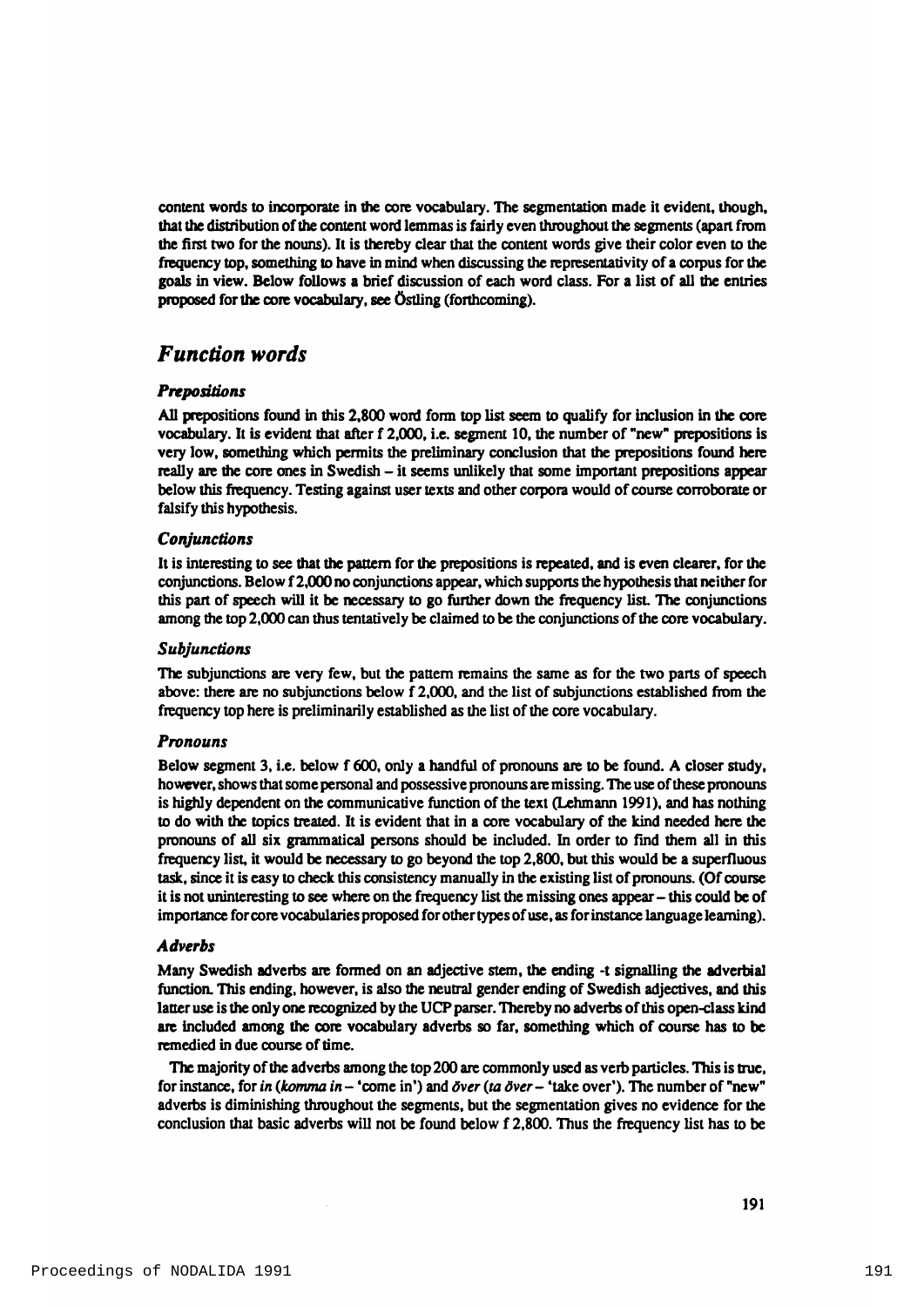content words to incorporate in the core vocabulary. The segmentation made it evident, though, that the distribution of the content word lemmas is fairly even throughout the segments (apart from the first two for the nouns). It is thereby clear that the content words give their color even to the frequency top, something to have in mind when discussing the representativity of a corpus for the goals in view. Below follows a brief discussion of each word class. For a list of all the entries proposed for the core vocabulary, see Östling (forthcoming).

## Function words

### Prepositions

All prepositions found in this 2,800 word form top list seem to qualify for inclusion in the core vocabulary. It is evident that after f 2,000, i.e. segment 10, the number of "new" prepositions is very low, something which permits the preliminary conclusion that the prepositions found here really are the core ones in Swedish – it seems unlikely that some important prepositions appear below this frequency. Testing against user texts and other corpora would of course corroborate or falsify this hypothesis.

### Conjunctions

It is interesting to see that the pattern for the prepositions is repeated, and is even clearer, for the conjunctions. Below f 2,000 no conjunctions appear, which supports the hypothesis that neither for this part of speech will it be necessary to go further down the frequency list. The conjunctions among the top 2,000 can thus tentatively be claimed to be the conjunctions of the core vocabulary.

### Subjunctions

The subjunctions are very few, but the pattern remains the same as for the two parts of speech above: there are no subjunctions below f 2,000, and the list of subjunctions established from the frequency top here is preliminarily established as the list of the core vocabulary.

### Pronouns

Below segment 3, i.e. below f 600, only a handful of pronouns are to be found. A closer study, however, shows that some personal and possessive pronouns are missing. The use of these pronouns is highly dependent on the communicative function of the text (Lehmann 1991), and has nothing to do with the topics treated. It is evident that in a core vocabulary of the kind needed here the pronouns of all six grammatical persons should be included. In order to find them all in this frequency list, it would be necessary to go beyond the top 2,800, but this would be a superfluous task, since it is easy to check this consistency manually in the existing list of pronouns. (Of course it is not uninteresting to see where on the frequency list the missing ones appear – this could be of importance for core vocabularies proposed for other types of use, as for instance language learning).

### Adverbs

Many Swedish adverbs are formed on an adjective stem, the ending -t signalling the adverbial function. This ending, however, is also the neutral gender ending of Swedish adjectives, and this latter use is the only one recognized by the UCP parser. Thereby no adverbs of this open-class kind are included among the core vocabulary adverbs so far, something which of course has to be remedied in due course of time.

The majority of the adverbs among the top 200 are commonly used as verb particles. This is true, for instance, for *in* (*komma in* – 'come in') and *över* (*ta över* – 'take over'). The number of "new" adverbs is diminishing throughout the segments, but the segmentation gives no evidence for the conclusion that basic adverbs will not be found below f 2,800. Thus the frequency list has to be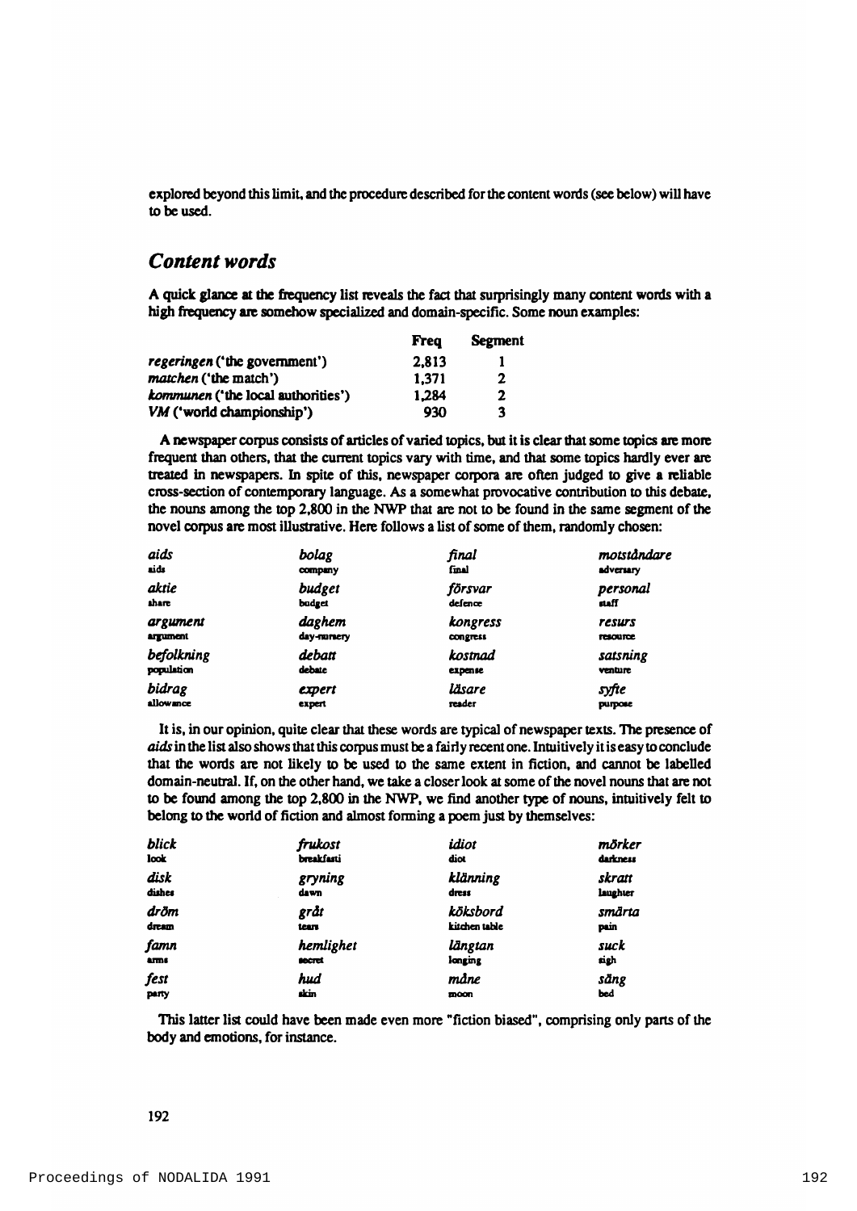explored beyond this limit, and the procedure described for the content words (see below) will have to be used.

## Content words

A quick glance at the frequency list reveals the fact that surprisingly many content words with a high frequency are somehow specialized and domain-specific. Some noun examples:

| | Freq | Segment |
|---|---|---|
| *regeringen* ('the government') | 2,813 | 1 |
| *matchen* ('the match') | 1,371 | 2 |
| *kommunen* ('the local authorities') | 1,284 | 2 |
| *VM* ('world championship') | 930 | 3 |

A newspaper corpus consists of articles of varied topics, but it is clear that some topics are more frequent than others, that the current topics vary with time, and that some topics hardly ever are treated in newspapers. In spite of this, newspaper corpora are often judged to give a reliable cross-section of contemporary language. As a somewhat provocative contribution to this debate, the nouns among the top 2,800 in the NWP that are not to be found in the same segment of the novel corpus are most illustrative. Here follows a list of some of them, randomly chosen:

| | | | |
|---|---|---|---|
| *aids* aids | *bolag* company | *final* final | *motståndare* adversary |
| *aktie* share | *budget* budget | *försvar* defence | *personal* staff |
| *argument* argument | *daghem* day-nursery | *kongress* congress | *resurs* resource |
| *befolkning* population | *debatt* debate | *kostnad* expense | *satsning* venture |
| *bidrag* allowance | *expert* expert | *läsare* reader | *syfte* purpose |

It is, in our opinion, quite clear that these words are typical of newspaper texts. The presence of *aids* in the list also shows that this corpus must be a fairly recent one. Intuitively it is easy to conclude that the words are not likely to be used to the same extent in fiction, and cannot be labelled domain-neutral. If, on the other hand, we take a closer look at some of the novel nouns that are not to be found among the top 2,800 in the NWP, we find another type of nouns, intuitively felt to belong to the world of fiction and almost forming a poem just by themselves:

| | | | |
|---|---|---|---|
| *blick* look | *frukost* breakfast | *idiot* diot | *mörker* darkness |
| *disk* dishes | *gryning* dawn | *klänning* dress | *skratt* laughter |
| *dröm* dream | *gråt* tears | *köksbord* kitchen table | *smärta* pain |
| *famn* arms | *hemlighet* secret | *längtan* longing | *suck* sigh |
| *fest* party | *hud* skin | *måne* moon | *säng* bed |

This latter list could have been made even more "fiction biased", comprising only parts of the body and emotions, for instance.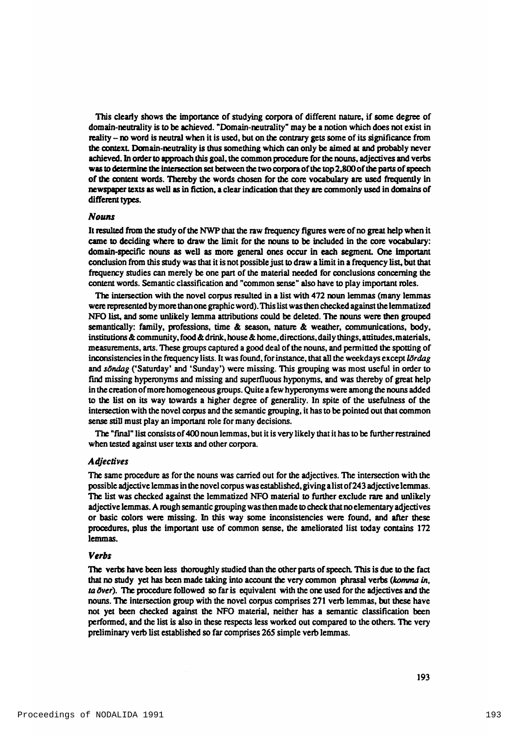This clearly shows the importance of studying corpora of different nature, if some degree of domain-neutrality is to be achieved. "Domain-neutrality" may be a notion which does not exist in reality – no word is neutral when it is used, but on the contrary gets some of its significance from the context. Domain-neutrality is thus something which can only be aimed at and probably never achieved. In order to approach this goal, the common procedure for the nouns, adjectives and verbs was to determine the intersection set between the two corpora of the top 2,800 of the parts of speech of the content words. Thereby the words chosen for the core vocabulary are used frequently in newspaper texts as well as in fiction, a clear indication that they are commonly used in domains of different types.

### *Nouns*

It resulted from the study of the NWP that the raw frequency figures were of no great help when it came to deciding where to draw the limit for the nouns to be included in the core vocabulary: domain-specific nouns as well as more general ones occur in each segment. One important conclusion from this study was that it is not possible just to draw a limit in a frequency list, but that frequency studies can merely be one part of the material needed for conclusions concerning the content words. Semantic classification and "common sense" also have to play important roles.

The intersection with the novel corpus resulted in a list with 472 noun lemmas (many lemmas were represented by more than one graphic word). This list was then checked against the lemmatized NFO list, and some unlikely lemma attributions could be deleted. The nouns were then grouped semantically: family, professions, time & season, nature & weather, communications, body, institutions & community, food & drink, house & home, directions, daily things, attitudes, materials, measurements, arts. These groups captured a good deal of the nouns, and permitted the spotting of inconsistencies in the frequency lists. It was found, for instance, that all the weekdays except *lördag* and *söndag* ('Saturday' and 'Sunday') were missing. This grouping was most useful in order to find missing hyperonyms and missing and superfluous hyponyms, and was thereby of great help in the creation of more homogeneous groups. Quite a few hyperonyms were among the nouns added to the list on its way towards a higher degree of generality. In spite of the usefulness of the intersection with the novel corpus and the semantic grouping, it has to be pointed out that common sense still must play an important role for many decisions.

The "final" list consists of 400 noun lemmas, but it is very likely that it has to be further restrained when tested against user texts and other corpora.

### *Adjectives*

The same procedure as for the nouns was carried out for the adjectives. The intersection with the possible adjective lemmas in the novel corpus was established, giving a list of 243 adjective lemmas. The list was checked against the lemmatized NFO material to further exclude rare and unlikely adjective lemmas. A rough semantic grouping was then made to check that no elementary adjectives or basic colors were missing. In this way some inconsistencies were found, and after these procedures, plus the important use of common sense, the ameliorated list today contains 172 lemmas.

### *Verbs*

The verbs have been less thoroughly studied than the other parts of speech. This is due to the fact that no study yet has been made taking into account the very common phrasal verbs (*komma in, ta över*). The procedure followed so far is equivalent with the one used for the adjectives and the nouns. The intersection group with the novel corpus comprises 271 verb lemmas, but these have not yet been checked against the NFO material, neither has a semantic classification been performed, and the list is also in these respects less worked out compared to the others. The very preliminary verb list established so far comprises 265 simple verb lemmas.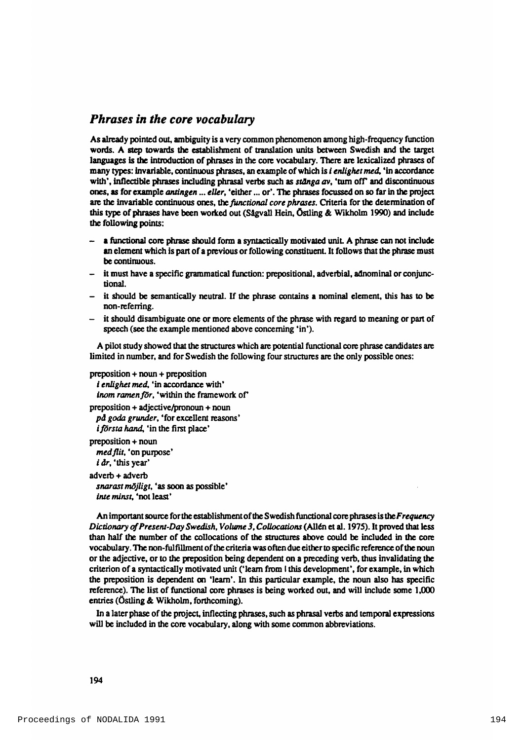## *Phrases in the core vocabulary*

As already pointed out, ambiguity is a very common phenomenon among high-frequency function words. A step towards the establishment of translation units between Swedish and the target languages is the introduction of phrases in the core vocabulary. There are lexicalized phrases of many types: invariable, continuous phrases, an example of which is *i enlighet med*, 'in accordance with', inflectible phrases including phrasal verbs such as *stänga av*, 'turn off' and discontinuous ones, as for example *antingen ... eller*, 'either ... or'. The phrases focussed on so far in the project are the invariable continuous ones, the *functional core phrases*. Criteria for the determination of this type of phrases have been worked out (Sågvall Hein, Östling & Wikholm 1990) and include the following points:

- a functional core phrase should form a syntactically motivated unit. A phrase can not include an element which is part of a previous or following constituent. It follows that the phrase must be continuous.
- it must have a specific grammatical function: prepositional, adverbial, adnominal or conjunctional.
- it should be semantically neutral. If the phrase contains a nominal element, this has to be non-referring.
- it should disambiguate one or more elements of the phrase with regard to meaning or part of speech (see the example mentioned above concerning 'in').

A pilot study showed that the structures which are potential functional core phrase candidates are limited in number, and for Swedish the following four structures are the only possible ones:

preposition + noun + preposition
*i enlighet med*, 'in accordance with'
*inom ramen för*, 'within the framework of'

preposition + adjective/pronoun + noun
*på goda grunder*, 'for excellent reasons'
*i första hand*, 'in the first place'

preposition + noun
*med flit*, 'on purpose'
*i år*, 'this year'

adverb + adverb
*snarast möjligt*, 'as soon as possible'
*inte minst*, 'not least'

An important source for the establishment of the Swedish functional core phrases is the *Frequency Dictionary of Present-Day Swedish, Volume 3, Collocations* (Allén et al. 1975). It proved that less than half the number of the collocations of the structures above could be included in the core vocabulary. The non-fulfillment of the criteria was often due either to specific reference of the noun or the adjective, or to the preposition being dependent on a preceding verb, thus invalidating the criterion of a syntactically motivated unit ('learn from | this development', for example, in which the preposition is dependent on 'learn'. In this particular example, the noun also has specific reference). The list of functional core phrases is being worked out, and will include some 1,000 entries (Östling & Wikholm, forthcoming).

In a later phase of the project, inflecting phrases, such as phrasal verbs and temporal expressions will be included in the core vocabulary, along with some common abbreviations.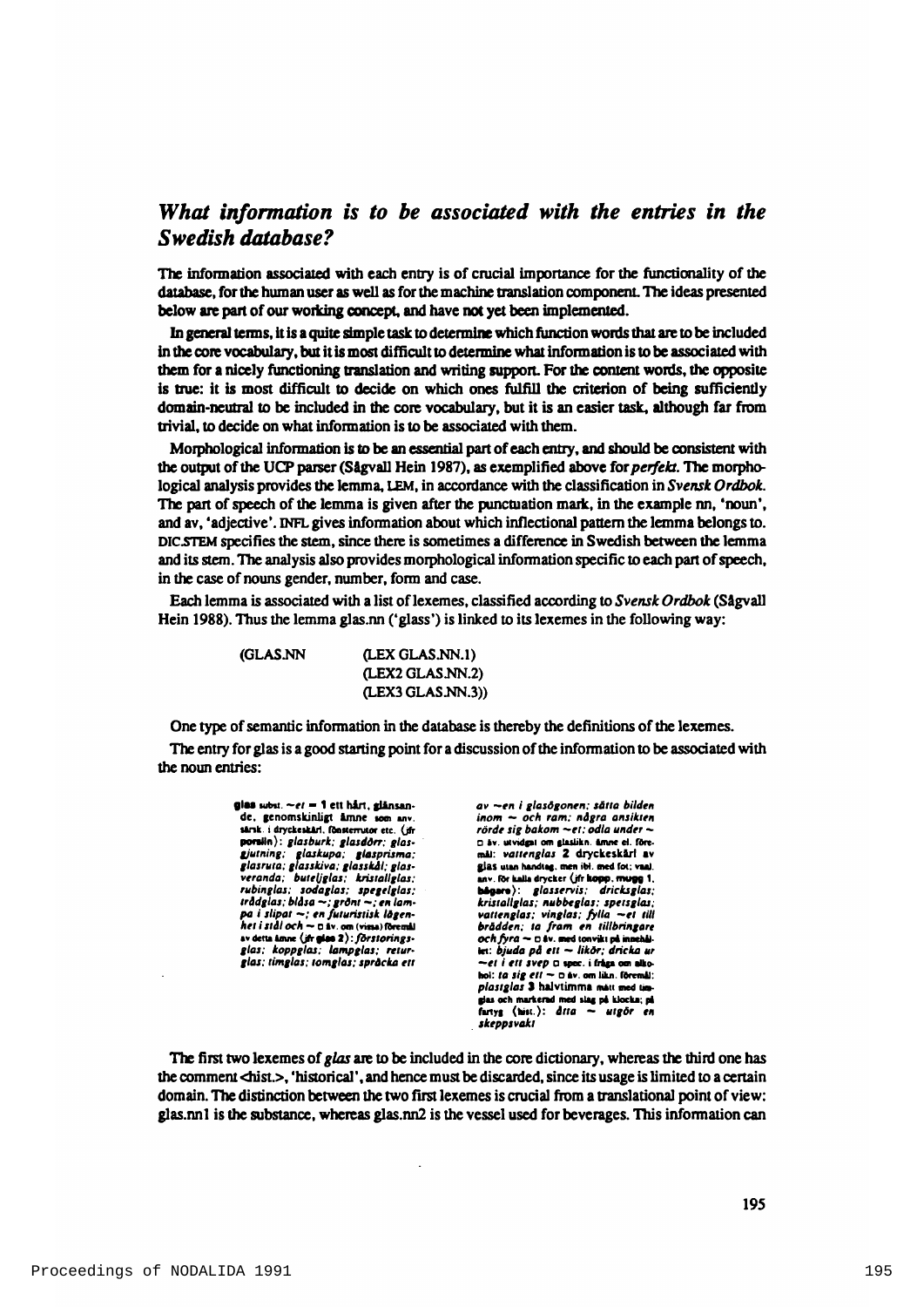## *What information is to be associated with the entries in the Swedish database?*

The information associated with each entry is of crucial importance for the functionality of the database, for the human user as well as for the machine translation component. The ideas presented below are part of our working concept, and have not yet been implemented.

In general terms, it is a quite simple task to determine which function words that are to be included in the core vocabulary, but it is most difficult to determine what information is to be associated with them for a nicely functioning translation and writing support. For the content words, the opposite is true: it is most difficult to decide on which ones fulfill the criterion of being sufficiently domain-neutral to be included in the core vocabulary, but it is an easier task, although far from trivial, to decide on what information is to be associated with them.

Morphological information is to be an essential part of each entry, and should be consistent with the output of the UCP parser (Sågvall Hein 1987), as exemplified above for *perfekt*. The morphological analysis provides the lemma, LEM, in accordance with the classification in *Svensk Ordbok*. The part of speech of the lemma is given after the punctuation mark, in the example nn, 'noun', and av, 'adjective'. INFL gives information about which inflectional pattern the lemma belongs to. DIC.STEM specifies the stem, since there is sometimes a difference in Swedish between the lemma and its stem. The analysis also provides morphological information specific to each part of speech, in the case of nouns gender, number, form and case.

Each lemma is associated with a list of lexemes, classified according to *Svensk Ordbok* (Sågvall Hein 1988). Thus the lemma glas.nn ('glass') is linked to its lexemes in the following way:

```
(GLAS.NN    (LEX GLAS.NN.1)
            (LEX2 GLAS.NN.2)
            (LEX3 GLAS.NN.3))
```

One type of semantic information in the database is thereby the definitions of the lexemes.

The entry for glas is a good starting point for a discussion of the information to be associated with the noun entries:

> **glas** subst. ~*et* = **1** ett hårt, glänsande, genomskinligt ämne som anv. särsk. i dryckeskärl, fönsterrutor etc. (jfr porslin): *glasburk; glasdörr; glasgjutning; glaskupa; glasprisma; glasruta; glasskiva; glasskål; glasveranda; buteljglas; kristallglas; rubinglas; sodaglas; spegelglas; trådglas; blåsa ~; grönt ~; en lampa i slipat ~; en futuristisk lägenhet i stål och ~* □ äv. om (vissa) föremål av detta ämne (jfr **glas 2**): *förstoringsglas; koppglas; lampglas; returglas; timglas; tomglas; spräcka ett av ~en i glasögonen; sätta bilden inom ~ och ram; några ansikten rörde sig bakom ~et; odla under ~* □ äv. utvidgat om glaslikn. ämne el. föremål: *vattenglas* **2** dryckeskärl av glas utan handtag, men ibl. med fot; vanl. anv. för kalla drycker (jfr **kopp, mugg 1, bägare**): *glasservis; dricksglas; kristallglas; nubbeglas; spetsglas; vattenglas; vinglas; fylla ~et till brädden; ta fram en tillbringare och fyra ~* □ äv. med tonvikt på innehållet: *bjuda på ett ~ likör; dricka ur ~et i ett svep* □ spec. i fråga om alkohol: *ta sig ett ~* □ äv. om likn. föremål: *plastglas* **3** halvtimma mätt med timglas och markerad med slag på klocka; på fartyg (hist.): *åtta ~ utgör en skeppsvakt*

The first two lexemes of *glas* are to be included in the core dictionary, whereas the third one has the comment <hist.>, 'historical', and hence must be discarded, since its usage is limited to a certain domain. The distinction between the two first lexemes is crucial from a translational point of view: glas.nn1 is the substance, whereas glas.nn2 is the vessel used for beverages. This information can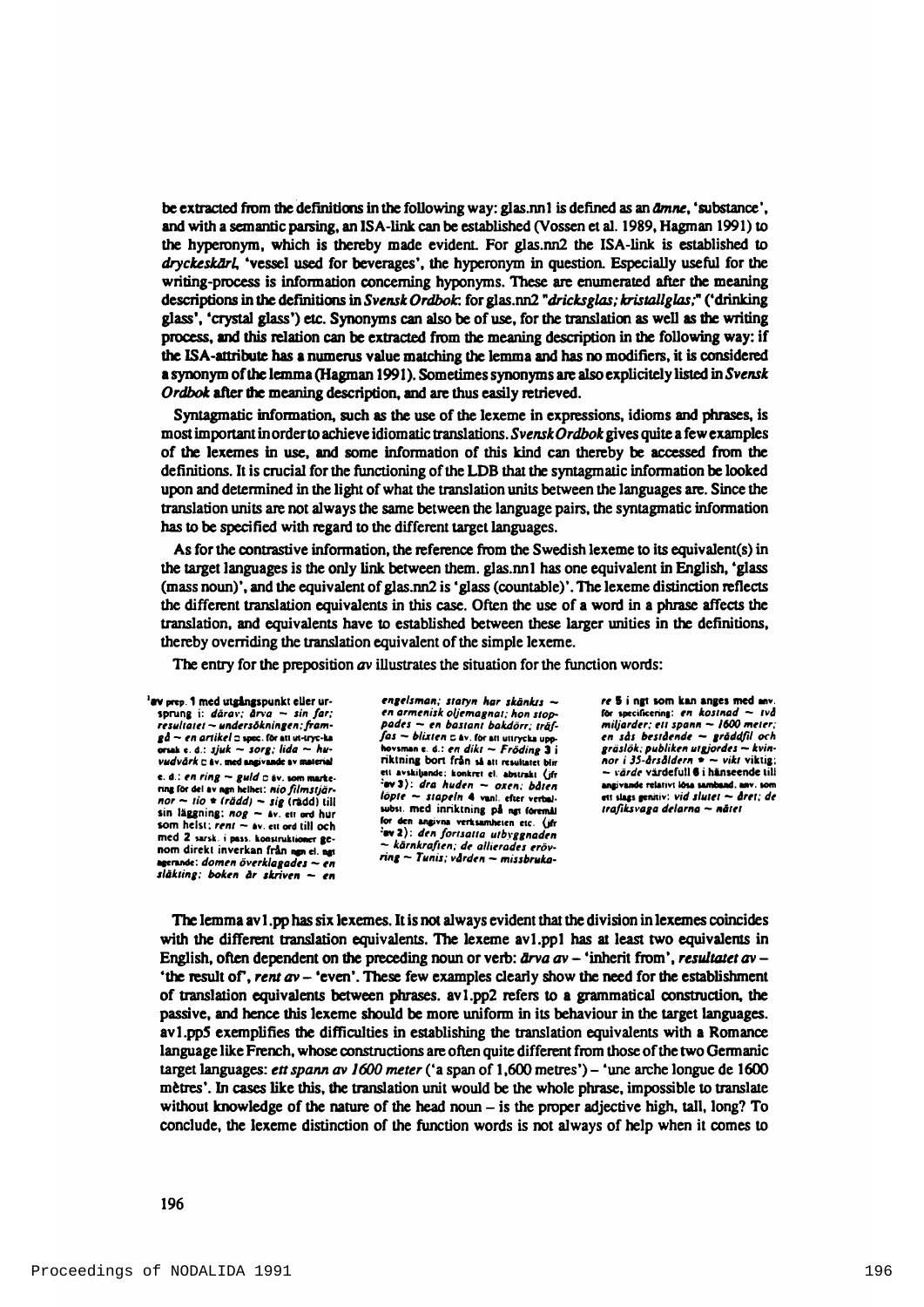be extracted from the definitions in the following way: glas.nn1 is defined as an *ämne*, 'substance', and with a semantic parsing, an ISA-link can be established (Vossen et al. 1989, Hagman 1991) to the hyperonym, which is thereby made evident. For glas.nn2 the ISA-link is established to *dryckeskärl*, 'vessel used for beverages', the hyperonym in question. Especially useful for the writing-process is information concerning hyponyms. These are enumerated after the meaning descriptions in the definitions in *Svensk Ordbok*: for glas.nn2 "*dricksglas; kristallglas;*" ('drinking glass', 'crystal glass') etc. Synonyms can also be of use, for the translation as well as the writing process, and this relation can be extracted from the meaning description in the following way: if the ISA-attribute has a numerus value matching the lemma and has no modifiers, it is considered a synonym of the lemma (Hagman 1991). Sometimes synonyms are also explicitely listed in *Svensk Ordbok* after the meaning description, and are thus easily retrieved.

Syntagmatic information, such as the use of the lexeme in expressions, idioms and phrases, is most important in order to achieve idiomatic translations. *Svensk Ordbok* gives quite a few examples of the lexemes in use, and some information of this kind can thereby be accessed from the definitions. It is crucial for the functioning of the LDB that the syntagmatic information be looked upon and determined in the light of what the translation units between the languages are. Since the translation units are not always the same between the language pairs, the syntagmatic information has to be specified with regard to the different target languages.

As for the contrastive information, the reference from the Swedish lexeme to its equivalent(s) in the target languages is the only link between them. glas.nn1 has one equivalent in English, 'glass (mass noun)', and the equivalent of glas.nn2 is 'glass (countable)'. The lexeme distinction reflects the different translation equivalents in this case. Often the use of a word in a phrase affects the translation, and equivalents have to established between these larger unities in the definitions, thereby overriding the translation equivalent of the simple lexeme.

The entry for the preposition *av* illustrates the situation for the function words:

> [1]**av** prep. **1** med utgångspunkt eller ursprung i: *därav; ärva ~ sin far; resultatet ~ undersökningen; framgå ~ en artikel* □ spec. för att ut-tryc-ka orsak e. d.: *sjuk ~ sorg; lida ~ huvudvärk* □ äv. med angivande av material e. d.: *en ring ~ guld* □ äv. som markering för del av ngn helhet: *nio filmstjärnor ~ tio* ✶ *(rädd) ~ sig* (rädd) till sin läggning: *nog ~* äv. ett ord hur som helst; *rent ~* äv. ett ord till och med **2** sarsk. i pass. konstruktioner genom direkt inverkan från ngn el. ngt agerande: *domen överklagades ~ en släkting; boken är skriven ~ en engelsman; statyn har skänkts ~ en armenisk oljemagnat; hon stoppades ~ en bastant bakdörr; träffas ~ blixten* □ äv. för att uttrycka upphovsman e. d.: *en dikt ~ Fröding* **3** i riktning bort från så att resultatet blir ett avskiljande; konkret el. abstrakt (jfr [1]av 3): *dra huden ~ oxen; båten löpte ~ stapeln* **4** vanl. efter verbalsubst. med inriktning på ngt föremål för den angivna verksamheten etc. (jfr [1]av 2): *den fortsatta utbyggnaden ~ kärnkraften; de allierades erövring ~ Tunis; vården ~ missbrukare* **5** i ngt som kan anges med anv. för specificering: *en kostnad ~ två miljarder; ett spann ~ 1600 meter; en sås bestående ~ gräddfil och gräslök; publiken utgjordes ~ kvinnor i 35-årsåldern* ✶ *~ vikt* viktig; *~ värde* värdefull **6** i hänseende till angivande relativt lösa samband, anv. som ett slags genitiv: *vid slutet ~ året; de trafiksvaga delarna ~ nätet*

The lemma av1.pp has six lexemes. It is not always evident that the division in lexemes coincides with the different translation equivalents. The lexeme av1.pp1 has at least two equivalents in English, often dependent on the preceding noun or verb: *ärva av* – 'inherit from', *resultatet av* – 'the result of', *rent av* – 'even'. These few examples clearly show the need for the establishment of translation equivalents between phrases. av1.pp2 refers to a grammatical construction, the passive, and hence this lexeme should be more uniform in its behaviour in the target languages. av1.pp5 exemplifies the difficulties in establishing the translation equivalents with a Romance language like French, whose constructions are often quite different from those of the two Germanic target languages: *ett spann av 1600 meter* ('a span of 1,600 metres') – 'une arche longue de 1600 mètres'. In cases like this, the translation unit would be the whole phrase, impossible to translate without knowledge of the nature of the head noun – is the proper adjective high, tall, long? To conclude, the lexeme distinction of the function words is not always of help when it comes to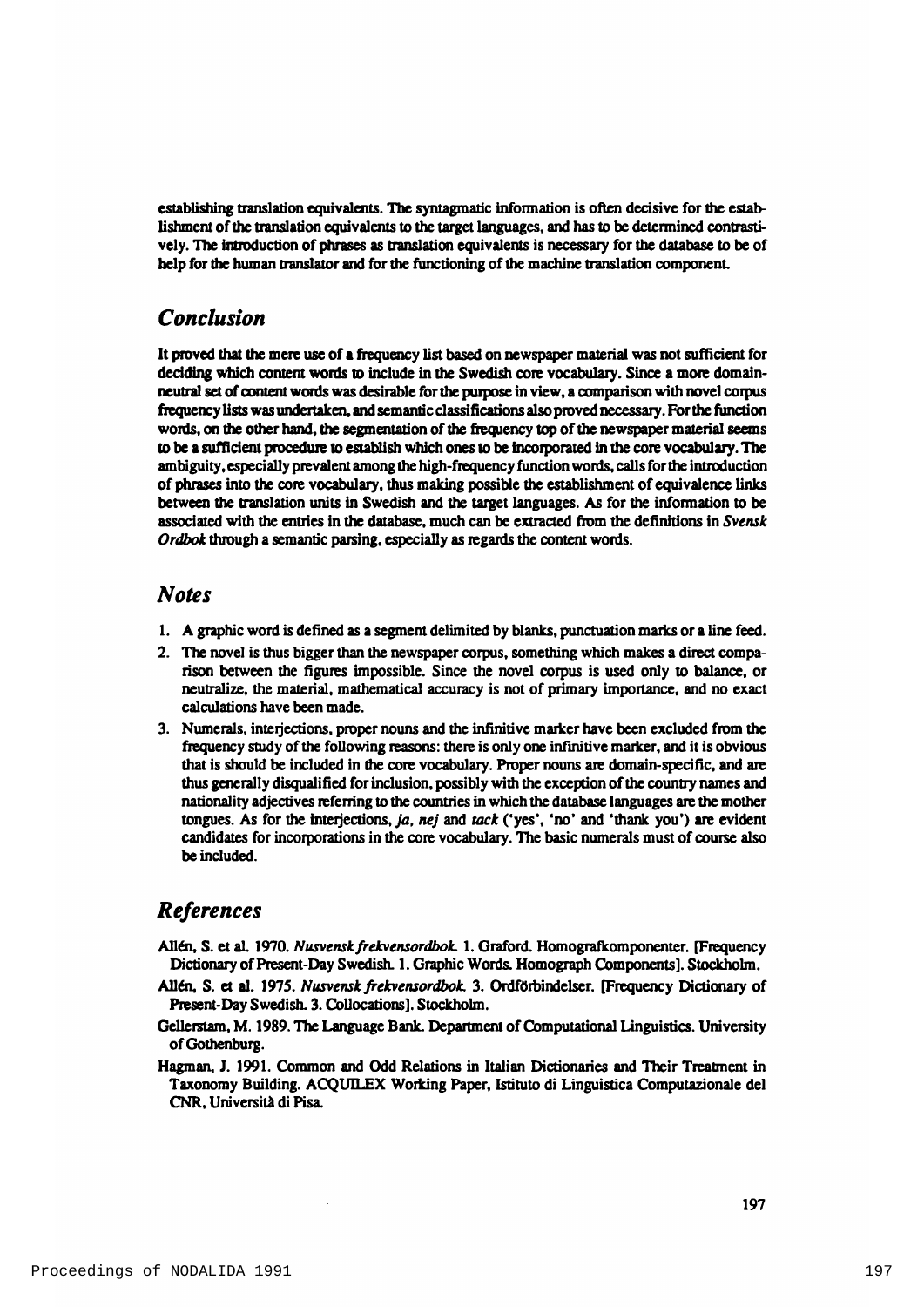establishing translation equivalents. The syntagmatic information is often decisive for the establishment of the translation equivalents to the target languages, and has to be determined contrastively. The introduction of phrases as translation equivalents is necessary for the database to be of help for the human translator and for the functioning of the machine translation component.

## Conclusion

It proved that the mere use of a frequency list based on newspaper material was not sufficient for deciding which content words to include in the Swedish core vocabulary. Since a more domain-neutral set of content words was desirable for the purpose in view, a comparison with novel corpus frequency lists was undertaken, and semantic classifications also proved necessary. For the function words, on the other hand, the segmentation of the frequency top of the newspaper material seems to be a sufficient procedure to establish which ones to be incorporated in the core vocabulary. The ambiguity, especially prevalent among the high-frequency function words, calls for the introduction of phrases into the core vocabulary, thus making possible the establishment of equivalence links between the translation units in Swedish and the target languages. As for the information to be associated with the entries in the database, much can be extracted from the definitions in *Svensk Ordbok* through a semantic parsing, especially as regards the content words.

## Notes

1. A graphic word is defined as a segment delimited by blanks, punctuation marks or a line feed.
2. The novel is thus bigger than the newspaper corpus, something which makes a direct comparison between the figures impossible. Since the novel corpus is used only to balance, or neutralize, the material, mathematical accuracy is not of primary importance, and no exact calculations have been made.
3. Numerals, interjections, proper nouns and the infinitive marker have been excluded from the frequency study of the following reasons: there is only one infinitive marker, and it is obvious that is should be included in the core vocabulary. Proper nouns are domain-specific, and are thus generally disqualified for inclusion, possibly with the exception of the country names and nationality adjectives referring to the countries in which the database languages are the mother tongues. As for the interjections, *ja, nej* and *tack* ('yes', 'no' and 'thank you') are evident candidates for incorporations in the core vocabulary. The basic numerals must of course also be included.

## References

Allén, S. et al. 1970. *Nusvensk frekvensordbok.* 1. Graford. Homografkomponenter. [Frequency Dictionary of Present-Day Swedish. 1. Graphic Words. Homograph Components]. Stockholm.

Allén, S. et al. 1975. *Nusvensk frekvensordbok.* 3. Ordförbindelser. [Frequency Dictionary of Present-Day Swedish. 3. Collocations]. Stockholm.

Gellerstam, M. 1989. The Language Bank. Department of Computational Linguistics. University of Gothenburg.

Hagman, J. 1991. Common and Odd Relations in Italian Dictionaries and Their Treatment in Taxonomy Building. ACQUILEX Working Paper, Istituto di Linguistica Computazionale del CNR, Università di Pisa.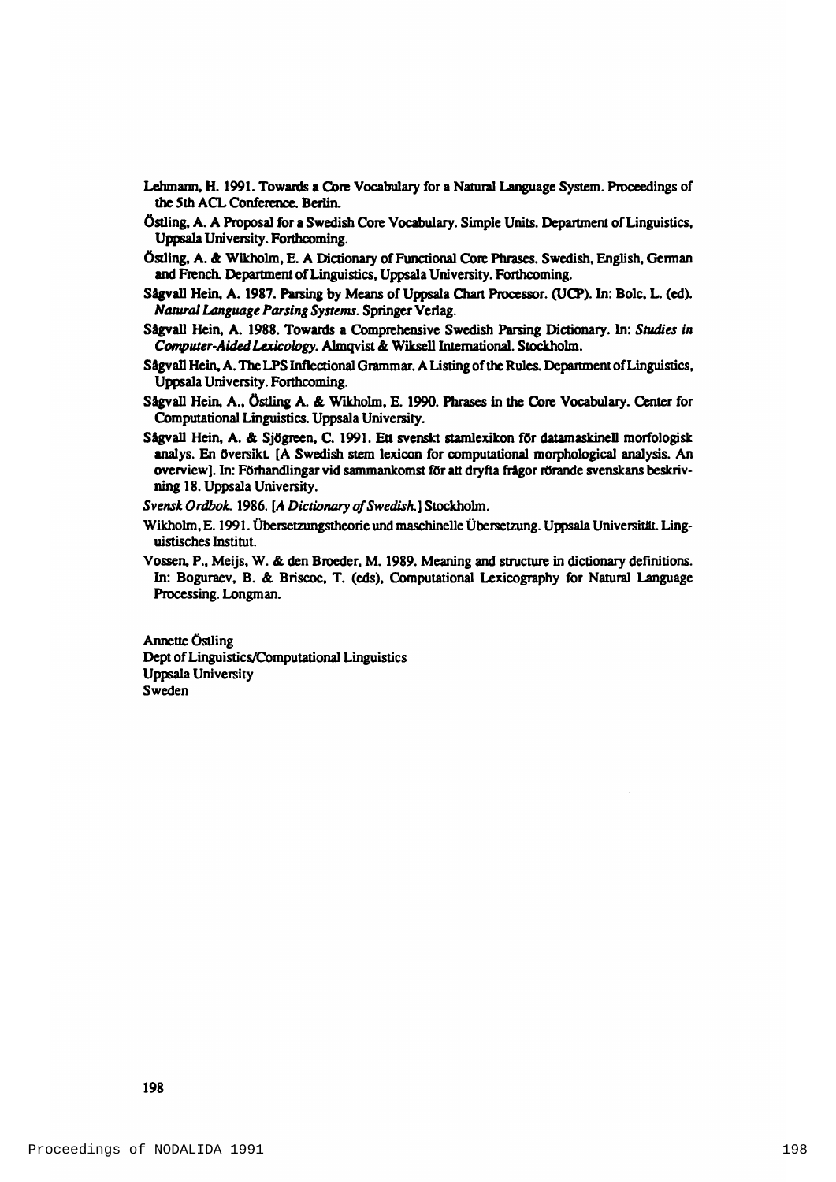Lehmann, H. 1991. Towards a Core Vocabulary for a Natural Language System. Proceedings of the 5th ACL Conference. Berlin.

Östling, A. A Proposal for a Swedish Core Vocabulary. Simple Units. Department of Linguistics, Uppsala University. Forthcoming.

Östling, A. & Wikholm, E. A Dictionary of Functional Core Phrases. Swedish, English, German and French. Department of Linguistics, Uppsala University. Forthcoming.

Sågvall Hein, A. 1987. Parsing by Means of Uppsala Chart Processor. (UCP). In: Bolc, L. (ed). *Natural Language Parsing Systems*. Springer Verlag.

Sågvall Hein, A. 1988. Towards a Comprehensive Swedish Parsing Dictionary. In: *Studies in Computer-Aided Lexicology*. Almqvist & Wiksell International. Stockholm.

Sågvall Hein, A. The LPS Inflectional Grammar. A Listing of the Rules. Department of Linguistics, Uppsala University. Forthcoming.

Sågvall Hein, A., Östling A. & Wikholm, E. 1990. Phrases in the Core Vocabulary. Center for Computational Linguistics. Uppsala University.

Sågvall Hein, A. & Sjögreen, C. 1991. Ett svenskt stamlexikon för datamaskinell morfologisk analys. En översikt. [A Swedish stem lexicon for computational morphological analysis. An overview]. In: Förhandlingar vid sammankomst för att dryfta frågor rörande svenskans beskrivning 18. Uppsala University.

*Svensk Ordbok*. 1986. [*A Dictionary of Swedish*.] Stockholm.

Wikholm, E. 1991. Übersetzungstheorie und maschinelle Übersetzung. Uppsala Universität. Linguistisches Institut.

Vossen, P., Meijs, W. & den Broeder, M. 1989. Meaning and structure in dictionary definitions. In: Boguraev, B. & Briscoe, T. (eds), Computational Lexicography for Natural Language Processing. Longman.

Annette Östling
Dept of Linguistics/Computational Linguistics
Uppsala University
Sweden